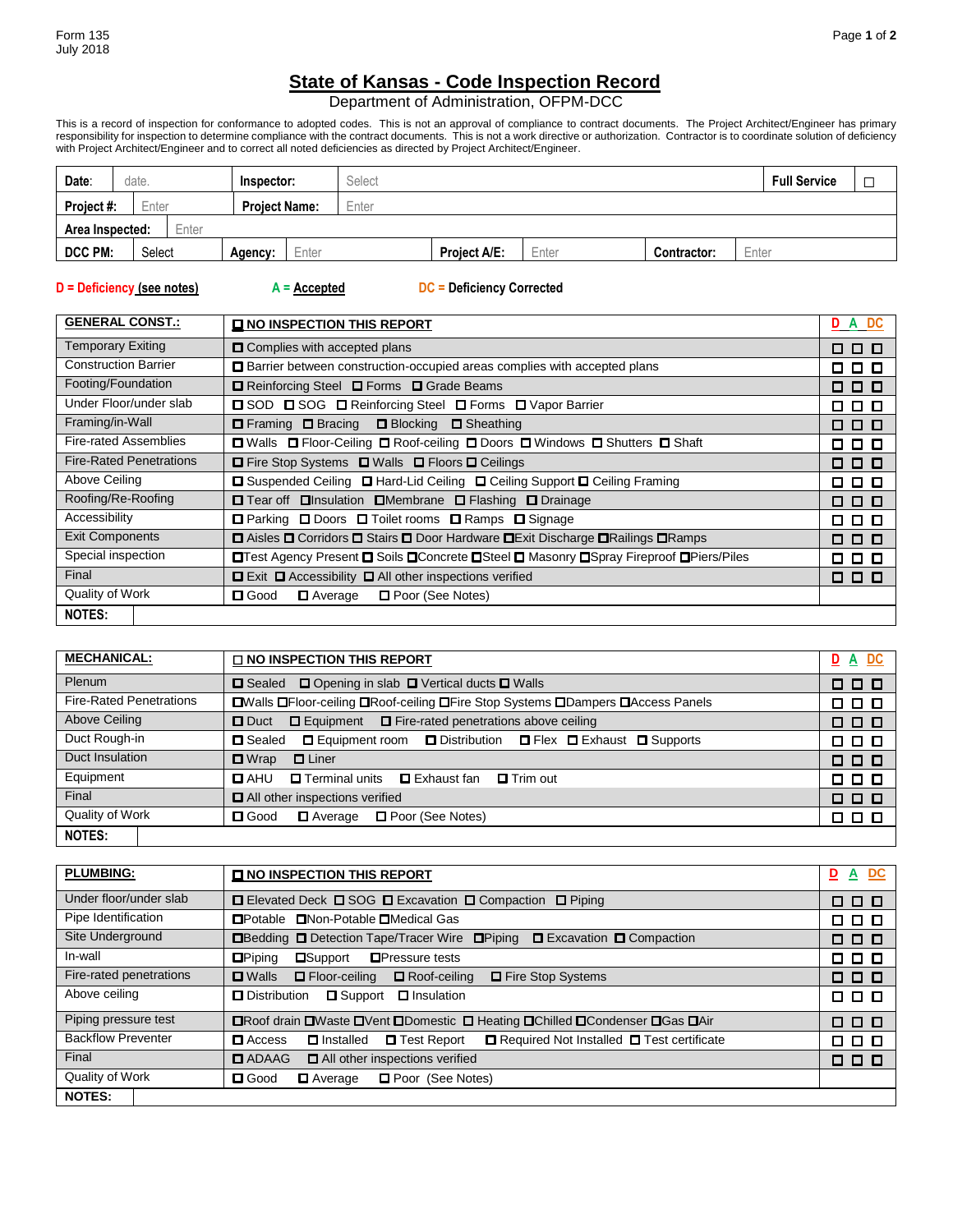Form 135
July 2018

# State of Kansas - Code Inspection Record

Department of Administration, OFPM-DCC

This is a record of inspection for conformance to adopted codes. This is not an approval of compliance to contract documents. The Project Architect/Engineer has primary responsibility for inspection to determine compliance with the contract documents. This is not a work directive or authorization. Contractor is to coordinate solution of deficiency with Project Architect/Engineer and to correct all noted deficiencies as directed by Project Architect/Engineer.

| | | | | | | | |
|---|---|---|---|---|---|---|---|
| **Date**: | date. | **Inspector:** | Select | | | **Full Service** | ☐ |
| **Project #:** | Enter | **Project Name:** | Enter | | | | |
| **Area Inspected:** | Enter | | | | | | |
| **DCC PM:** | Select | **Agency:** | Enter | **Project A/E:** | Enter | **Contractor:** | Enter |

**D = Deficiency (see notes)** **A = Accepted** **DC = Deficiency Corrected**

| **GENERAL CONST.:** | ☐ **NO INSPECTION THIS REPORT** | **D A DC** |
|---|---|---|
| Temporary Exiting | ☐ Complies with accepted plans | ☐ ☐ ☐ |
| Construction Barrier | ☐ Barrier between construction-occupied areas complies with accepted plans | ☐ ☐ ☐ |
| Footing/Foundation | ☐ Reinforcing Steel ☐ Forms ☐ Grade Beams | ☐ ☐ ☐ |
| Under Floor/under slab | ☐ SOD ☐ SOG ☐ Reinforcing Steel ☐ Forms ☐ Vapor Barrier | ☐ ☐ ☐ |
| Framing/in-Wall | ☐ Framing ☐ Bracing ☐ Blocking ☐ Sheathing | ☐ ☐ ☐ |
| Fire-rated Assemblies | ☐ Walls ☐ Floor-Ceiling ☐ Roof-ceiling ☐ Doors ☐ Windows ☐ Shutters ☐ Shaft | ☐ ☐ ☐ |
| Fire-Rated Penetrations | ☐ Fire Stop Systems ☐ Walls ☐ Floors ☐ Ceilings | ☐ ☐ ☐ |
| Above Ceiling | ☐ Suspended Ceiling ☐ Hard-Lid Ceiling ☐ Ceiling Support ☐ Ceiling Framing | ☐ ☐ ☐ |
| Roofing/Re-Roofing | ☐ Tear off ☐ Insulation ☐ Membrane ☐ Flashing ☐ Drainage | ☐ ☐ ☐ |
| Accessibility | ☐ Parking ☐ Doors ☐ Toilet rooms ☐ Ramps ☐ Signage | ☐ ☐ ☐ |
| Exit Components | ☐ Aisles ☐ Corridors ☐ Stairs ☐ Door Hardware ☐ Exit Discharge ☐ Railings ☐ Ramps | ☐ ☐ ☐ |
| Special inspection | ☐ Test Agency Present ☐ Soils ☐ Concrete ☐ Steel ☐ Masonry ☐ Spray Fireproof ☐ Piers/Piles | ☐ ☐ ☐ |
| Final | ☐ Exit ☐ Accessibility ☐ All other inspections verified | ☐ ☐ ☐ |
| Quality of Work | ☐ Good ☐ Average ☐ Poor (See Notes) | |
| **NOTES:** | | |

| **MECHANICAL:** | ☐ **NO INSPECTION THIS REPORT** | **D A DC** |
|---|---|---|
| Plenum | ☐ Sealed ☐ Opening in slab ☐ Vertical ducts ☐ Walls | ☐ ☐ ☐ |
| Fire-Rated Penetrations | ☐ Walls ☐ Floor-ceiling ☐ Roof-ceiling ☐ Fire Stop Systems ☐ Dampers ☐ Access Panels | ☐ ☐ ☐ |
| Above Ceiling | ☐ Duct ☐ Equipment ☐ Fire-rated penetrations above ceiling | ☐ ☐ ☐ |
| Duct Rough-in | ☐ Sealed ☐ Equipment room ☐ Distribution ☐ Flex ☐ Exhaust ☐ Supports | ☐ ☐ ☐ |
| Duct Insulation | ☐ Wrap ☐ Liner | ☐ ☐ ☐ |
| Equipment | ☐ AHU ☐ Terminal units ☐ Exhaust fan ☐ Trim out | ☐ ☐ ☐ |
| Final | ☐ All other inspections verified | ☐ ☐ ☐ |
| Quality of Work | ☐ Good ☐ Average ☐ Poor (See Notes) | ☐ ☐ ☐ |
| **NOTES:** | | |

| **PLUMBING:** | ☐ **NO INSPECTION THIS REPORT** | **D A DC** |
|---|---|---|
| Under floor/under slab | ☐ Elevated Deck ☐ SOG ☐ Excavation ☐ Compaction ☐ Piping | ☐ ☐ ☐ |
| Pipe Identification | ☐ Potable ☐ Non-Potable ☐ Medical Gas | ☐ ☐ ☐ |
| Site Underground | ☐ Bedding ☐ Detection Tape/Tracer Wire ☐ Piping ☐ Excavation ☐ Compaction | ☐ ☐ ☐ |
| In-wall | ☐ Piping ☐ Support ☐ Pressure tests | ☐ ☐ ☐ |
| Fire-rated penetrations | ☐ Walls ☐ Floor-ceiling ☐ Roof-ceiling ☐ Fire Stop Systems | ☐ ☐ ☐ |
| Above ceiling | ☐ Distribution ☐ Support ☐ Insulation | ☐ ☐ ☐ |
| Piping pressure test | ☐ Roof drain ☐ Waste ☐ Vent ☐ Domestic ☐ Heating ☐ Chilled ☐ Condenser ☐ Gas ☐ Air | ☐ ☐ ☐ |
| Backflow Preventer | ☐ Access ☐ Installed ☐ Test Report ☐ Required Not Installed ☐ Test certificate | ☐ ☐ ☐ |
| Final | ☐ ADAAG ☐ All other inspections verified | ☐ ☐ ☐ |
| Quality of Work | ☐ Good ☐ Average ☐ Poor (See Notes) | |
| **NOTES:** | | |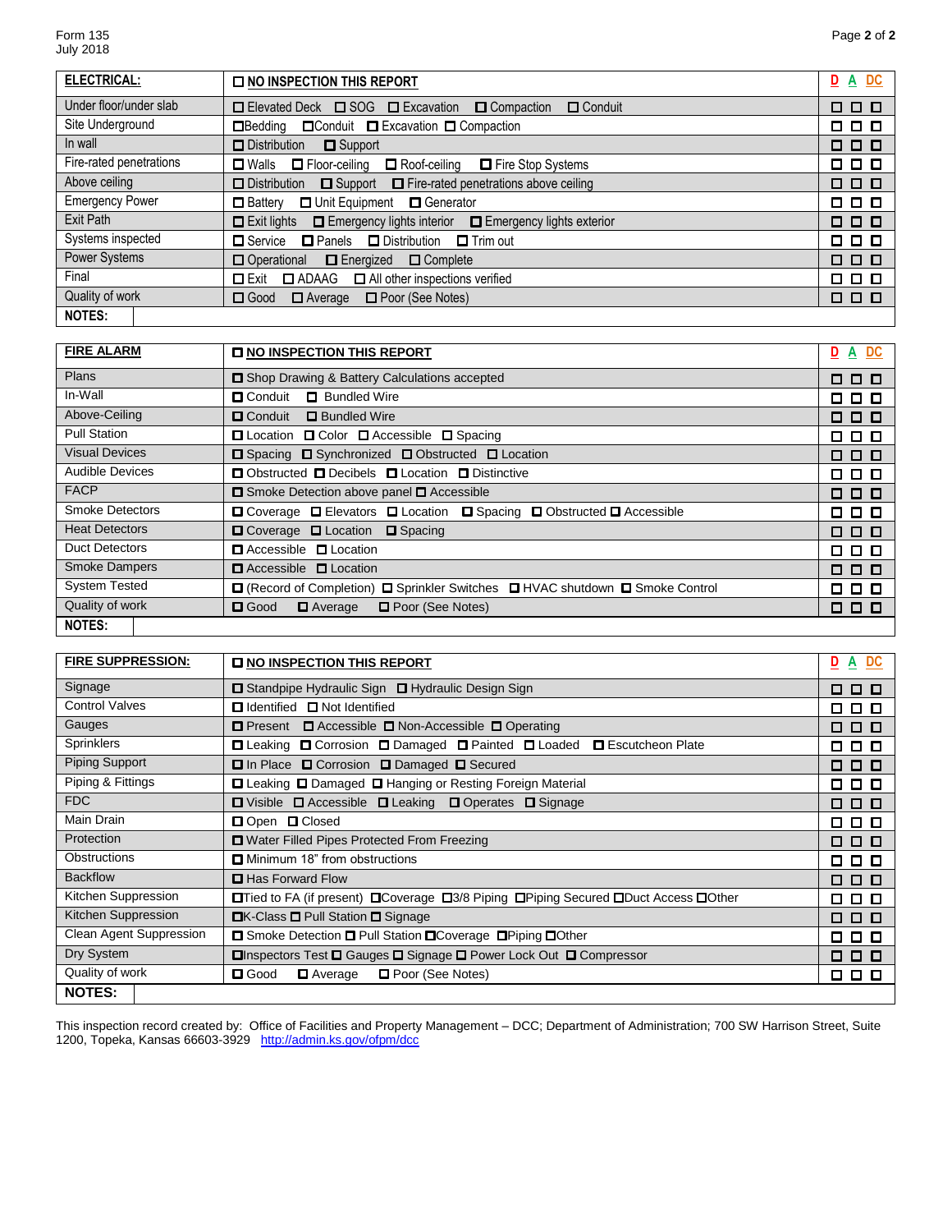Form 135
July 2018

| **ELECTRICAL:** | ☐ **NO INSPECTION THIS REPORT** | D | A | DC |
|---|---|---|---|---|
| Under floor/under slab | ☐ Elevated Deck ☐ SOG ☐ Excavation ☐ Compaction ☐ Conduit | ☐ | ☐ | ☐ |
| Site Underground | ☐ Bedding ☐ Conduit ☐ Excavation ☐ Compaction | ☐ | ☐ | ☐ |
| In wall | ☐ Distribution ☐ Support | ☐ | ☐ | ☐ |
| Fire-rated penetrations | ☐ Walls ☐ Floor-ceiling ☐ Roof-ceiling ☐ Fire Stop Systems | ☐ | ☐ | ☐ |
| Above ceiling | ☐ Distribution ☐ Support ☐ Fire-rated penetrations above ceiling | ☐ | ☐ | ☐ |
| Emergency Power | ☐ Battery ☐ Unit Equipment ☐ Generator | ☐ | ☐ | ☐ |
| Exit Path | ☐ Exit lights ☐ Emergency lights interior ☐ Emergency lights exterior | ☐ | ☐ | ☐ |
| Systems inspected | ☐ Service ☐ Panels ☐ Distribution ☐ Trim out | ☐ | ☐ | ☐ |
| Power Systems | ☐ Operational ☐ Energized ☐ Complete | ☐ | ☐ | ☐ |
| Final | ☐ Exit ☐ ADAAG ☐ All other inspections verified | ☐ | ☐ | ☐ |
| Quality of work | ☐ Good ☐ Average ☐ Poor (See Notes) | ☐ | ☐ | ☐ |
| **NOTES:** | | | | |

| **FIRE ALARM** | ☐ **NO INSPECTION THIS REPORT** | D | A | DC |
|---|---|---|---|---|
| Plans | ☐ Shop Drawing & Battery Calculations accepted | ☐ | ☐ | ☐ |
| In-Wall | ☐ Conduit ☐ Bundled Wire | ☐ | ☐ | ☐ |
| Above-Ceiling | ☐ Conduit ☐ Bundled Wire | ☐ | ☐ | ☐ |
| Pull Station | ☐ Location ☐ Color ☐ Accessible ☐ Spacing | ☐ | ☐ | ☐ |
| Visual Devices | ☐ Spacing ☐ Synchronized ☐ Obstructed ☐ Location | ☐ | ☐ | ☐ |
| Audible Devices | ☐ Obstructed ☐ Decibels ☐ Location ☐ Distinctive | ☐ | ☐ | ☐ |
| FACP | ☐ Smoke Detection above panel ☐ Accessible | ☐ | ☐ | ☐ |
| Smoke Detectors | ☐ Coverage ☐ Elevators ☐ Location ☐ Spacing ☐ Obstructed ☐ Accessible | ☐ | ☐ | ☐ |
| Heat Detectors | ☐ Coverage ☐ Location ☐ Spacing | ☐ | ☐ | ☐ |
| Duct Detectors | ☐ Accessible ☐ Location | ☐ | ☐ | ☐ |
| Smoke Dampers | ☐ Accessible ☐ Location | ☐ | ☐ | ☐ |
| System Tested | ☐ (Record of Completion) ☐ Sprinkler Switches ☐ HVAC shutdown ☐ Smoke Control | ☐ | ☐ | ☐ |
| Quality of work | ☐ Good ☐ Average ☐ Poor (See Notes) | ☐ | ☐ | ☐ |
| **NOTES:** | | | | |

| **FIRE SUPPRESSION:** | ☐ **NO INSPECTION THIS REPORT** | D | A | DC |
|---|---|---|---|---|
| Signage | ☐ Standpipe Hydraulic Sign ☐ Hydraulic Design Sign | ☐ | ☐ | ☐ |
| Control Valves | ☐ Identified ☐ Not Identified | ☐ | ☐ | ☐ |
| Gauges | ☐ Present ☐ Accessible ☐ Non-Accessible ☐ Operating | ☐ | ☐ | ☐ |
| Sprinklers | ☐ Leaking ☐ Corrosion ☐ Damaged ☐ Painted ☐ Loaded ☐ Escutcheon Plate | ☐ | ☐ | ☐ |
| Piping Support | ☐ In Place ☐ Corrosion ☐ Damaged ☐ Secured | ☐ | ☐ | ☐ |
| Piping & Fittings | ☐ Leaking ☐ Damaged ☐ Hanging or Resting Foreign Material | ☐ | ☐ | ☐ |
| FDC | ☐ Visible ☐ Accessible ☐ Leaking ☐ Operates ☐ Signage | ☐ | ☐ | ☐ |
| Main Drain | ☐ Open ☐ Closed | ☐ | ☐ | ☐ |
| Protection | ☐ Water Filled Pipes Protected From Freezing | ☐ | ☐ | ☐ |
| Obstructions | ☐ Minimum 18" from obstructions | ☐ | ☐ | ☐ |
| Backflow | ☐ Has Forward Flow | ☐ | ☐ | ☐ |
| Kitchen Suppression | ☐ Tied to FA (if present) ☐ Coverage ☐ 3/8 Piping ☐ Piping Secured ☐ Duct Access ☐ Other | ☐ | ☐ | ☐ |
| Kitchen Suppression | ☐ K-Class ☐ Pull Station ☐ Signage | ☐ | ☐ | ☐ |
| Clean Agent Suppression | ☐ Smoke Detection ☐ Pull Station ☐ Coverage ☐ Piping ☐ Other | ☐ | ☐ | ☐ |
| Dry System | ☐ Inspectors Test ☐ Gauges ☐ Signage ☐ Power Lock Out ☐ Compressor | ☐ | ☐ | ☐ |
| Quality of work | ☐ Good ☐ Average ☐ Poor (See Notes) | ☐ | ☐ | ☐ |
| **NOTES:** | | | | |

This inspection record created by: Office of Facilities and Property Management – DCC; Department of Administration; 700 SW Harrison Street, Suite 1200, Topeka, Kansas 66603-3929 http://admin.ks.gov/ofpm/dcc